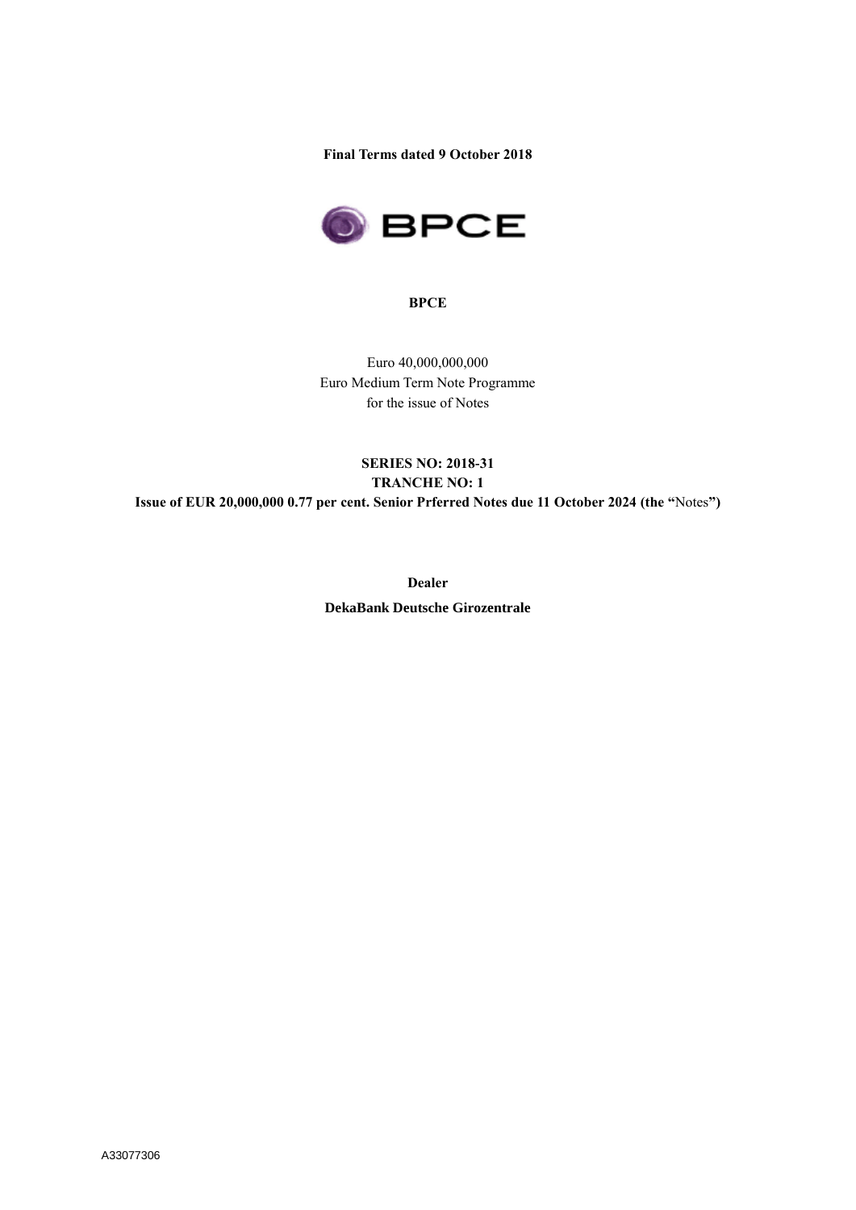**Final Terms dated 9 October 2018**

**BPCE**

Euro 40,000,000,000
Euro Medium Term Note Programme
for the issue of Notes

**SERIES NO: 2018-31**
**TRANCHE NO: 1**
**Issue of EUR 20,000,000 0.77 per cent. Senior Prferred Notes due 11 October 2024 (the "**Notes**")**

**Dealer**

**DekaBank Deutsche Girozentrale**

A33077306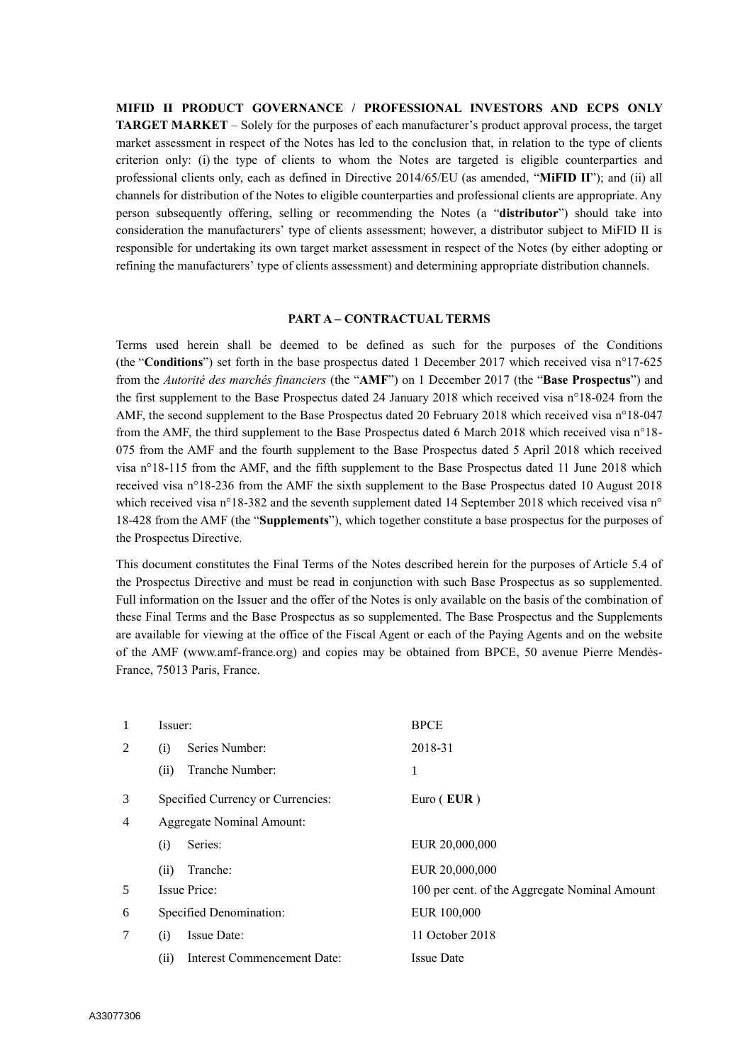**MIFID II PRODUCT GOVERNANCE / PROFESSIONAL INVESTORS AND ECPS ONLY TARGET MARKET** – Solely for the purposes of each manufacturer's product approval process, the target market assessment in respect of the Notes has led to the conclusion that, in relation to the type of clients criterion only: (i) the type of clients to whom the Notes are targeted is eligible counterparties and professional clients only, each as defined in Directive 2014/65/EU (as amended, "**MiFID II**"); and (ii) all channels for distribution of the Notes to eligible counterparties and professional clients are appropriate. Any person subsequently offering, selling or recommending the Notes (a "**distributor**") should take into consideration the manufacturers' type of clients assessment; however, a distributor subject to MiFID II is responsible for undertaking its own target market assessment in respect of the Notes (by either adopting or refining the manufacturers' type of clients assessment) and determining appropriate distribution channels.

**PART A – CONTRACTUAL TERMS**

Terms used herein shall be deemed to be defined as such for the purposes of the Conditions (the "**Conditions**") set forth in the base prospectus dated 1 December 2017 which received visa n°17-625 from the *Autorité des marchés financiers* (the "**AMF**") on 1 December 2017 (the "**Base Prospectus**") and the first supplement to the Base Prospectus dated 24 January 2018 which received visa n°18-024 from the AMF, the second supplement to the Base Prospectus dated 20 February 2018 which received visa n°18-047 from the AMF, the third supplement to the Base Prospectus dated 6 March 2018 which received visa n°18-075 from the AMF and the fourth supplement to the Base Prospectus dated 5 April 2018 which received visa n°18-115 from the AMF, and the fifth supplement to the Base Prospectus dated 11 June 2018 which received visa n°18-236 from the AMF the sixth supplement to the Base Prospectus dated 10 August 2018 which received visa n°18-382 and the seventh supplement dated 14 September 2018 which received visa n° 18-428 from the AMF (the "**Supplements**"), which together constitute a base prospectus for the purposes of the Prospectus Directive.

This document constitutes the Final Terms of the Notes described herein for the purposes of Article 5.4 of the Prospectus Directive and must be read in conjunction with such Base Prospectus as so supplemented. Full information on the Issuer and the offer of the Notes is only available on the basis of the combination of these Final Terms and the Base Prospectus as so supplemented. The Base Prospectus and the Supplements are available for viewing at the office of the Fiscal Agent or each of the Paying Agents and on the website of the AMF (www.amf-france.org) and copies may be obtained from BPCE, 50 avenue Pierre Mendès-France, 75013 Paris, France.

| | | |
|---|---|---|
| 1 | Issuer: | BPCE |
| 2 | (i) Series Number: | 2018-31 |
| | (ii) Tranche Number: | 1 |
| 3 | Specified Currency or Currencies: | Euro ( **EUR** ) |
| 4 | Aggregate Nominal Amount: | |
| | (i) Series: | EUR 20,000,000 |
| | (ii) Tranche: | EUR 20,000,000 |
| 5 | Issue Price: | 100 per cent. of the Aggregate Nominal Amount |
| 6 | Specified Denomination: | EUR 100,000 |
| 7 | (i) Issue Date: | 11 October 2018 |
| | (ii) Interest Commencement Date: | Issue Date |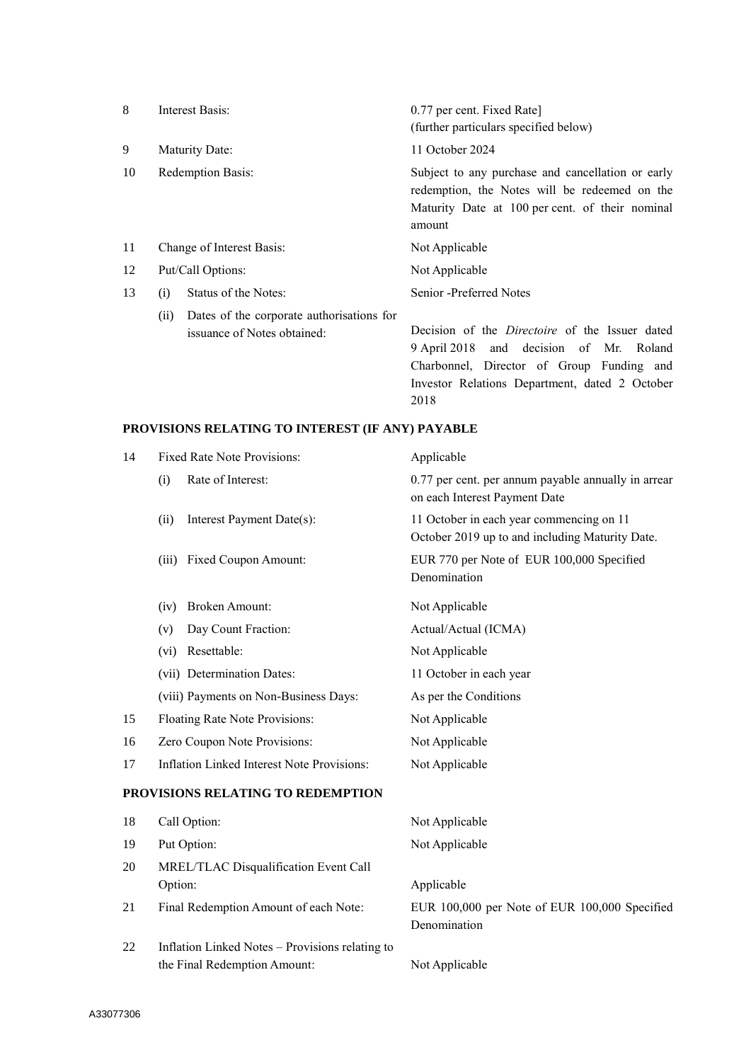| | | |
|---|---|---|
| 8 | Interest Basis: | 0.77 per cent. Fixed Rate]<br>(further particulars specified below) |
| 9 | Maturity Date: | 11 October 2024 |
| 10 | Redemption Basis: | Subject to any purchase and cancellation or early redemption, the Notes will be redeemed on the Maturity Date at 100 per cent. of their nominal amount |
| 11 | Change of Interest Basis: | Not Applicable |
| 12 | Put/Call Options: | Not Applicable |
| 13 | (i) Status of the Notes: | Senior -Preferred Notes |
| | (ii) Dates of the corporate authorisations for issuance of Notes obtained: | Decision of the *Directoire* of the Issuer dated 9 April 2018 and decision of Mr. Roland Charbonnel, Director of Group Funding and Investor Relations Department, dated 2 October 2018 |

## PROVISIONS RELATING TO INTEREST (IF ANY) PAYABLE

| | | |
|---|---|---|
| 14 | Fixed Rate Note Provisions: | Applicable |
| | (i) Rate of Interest: | 0.77 per cent. per annum payable annually in arrear on each Interest Payment Date |
| | (ii) Interest Payment Date(s): | 11 October in each year commencing on 11 October 2019 up to and including Maturity Date. |
| | (iii) Fixed Coupon Amount: | EUR 770 per Note of EUR 100,000 Specified Denomination |
| | (iv) Broken Amount: | Not Applicable |
| | (v) Day Count Fraction: | Actual/Actual (ICMA) |
| | (vi) Resettable: | Not Applicable |
| | (vii) Determination Dates: | 11 October in each year |
| | (viii) Payments on Non-Business Days: | As per the Conditions |
| 15 | Floating Rate Note Provisions: | Not Applicable |
| 16 | Zero Coupon Note Provisions: | Not Applicable |
| 17 | Inflation Linked Interest Note Provisions: | Not Applicable |

## PROVISIONS RELATING TO REDEMPTION

| | | |
|---|---|---|
| 18 | Call Option: | Not Applicable |
| 19 | Put Option: | Not Applicable |
| 20 | MREL/TLAC Disqualification Event Call Option: | Applicable |
| 21 | Final Redemption Amount of each Note: | EUR 100,000 per Note of EUR 100,000 Specified Denomination |
| 22 | Inflation Linked Notes – Provisions relating to the Final Redemption Amount: | Not Applicable |

A33077306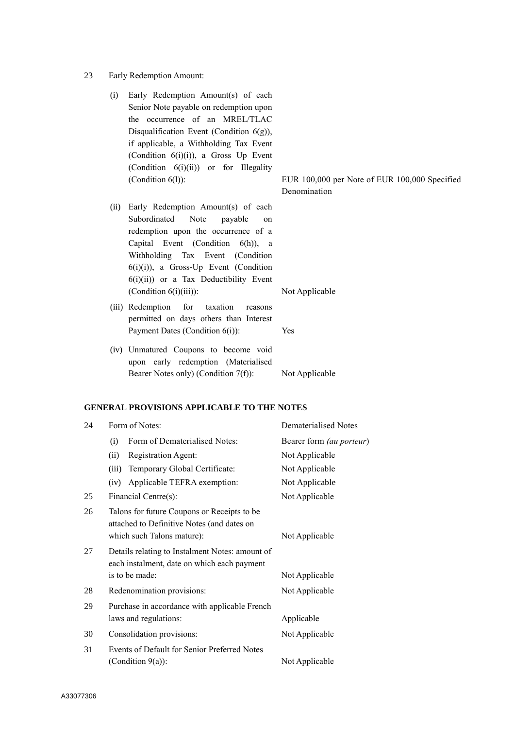| | | |
|---|---|---|
| 23 | Early Redemption Amount: | |
| | (i) Early Redemption Amount(s) of each Senior Note payable on redemption upon the occurrence of an MREL/TLAC Disqualification Event (Condition 6(g)), if applicable, a Withholding Tax Event (Condition 6(i)(i)), a Gross Up Event (Condition 6(i)(ii)) or for Illegality (Condition 6(l)): | EUR 100,000 per Note of EUR 100,000 Specified Denomination |
| | (ii) Early Redemption Amount(s) of each Subordinated Note payable on redemption upon the occurrence of a Capital Event (Condition 6(h)), a Withholding Tax Event (Condition 6(i)(i)), a Gross-Up Event (Condition 6(i)(ii)) or a Tax Deductibility Event (Condition 6(i)(iii)): | Not Applicable |
| | (iii) Redemption for taxation reasons permitted on days others than Interest Payment Dates (Condition 6(i)): | Yes |
| | (iv) Unmatured Coupons to become void upon early redemption (Materialised Bearer Notes only) (Condition 7(f)): | Not Applicable |

## GENERAL PROVISIONS APPLICABLE TO THE NOTES

| | | |
|---|---|---|
| 24 | Form of Notes: | Dematerialised Notes |
| | (i) Form of Dematerialised Notes: | Bearer form *(au porteur)* |
| | (ii) Registration Agent: | Not Applicable |
| | (iii) Temporary Global Certificate: | Not Applicable |
| | (iv) Applicable TEFRA exemption: | Not Applicable |
| 25 | Financial Centre(s): | Not Applicable |
| 26 | Talons for future Coupons or Receipts to be attached to Definitive Notes (and dates on which such Talons mature): | Not Applicable |
| 27 | Details relating to Instalment Notes: amount of each instalment, date on which each payment is to be made: | Not Applicable |
| 28 | Redenomination provisions: | Not Applicable |
| 29 | Purchase in accordance with applicable French laws and regulations: | Applicable |
| 30 | Consolidation provisions: | Not Applicable |
| 31 | Events of Default for Senior Preferred Notes (Condition 9(a)): | Not Applicable |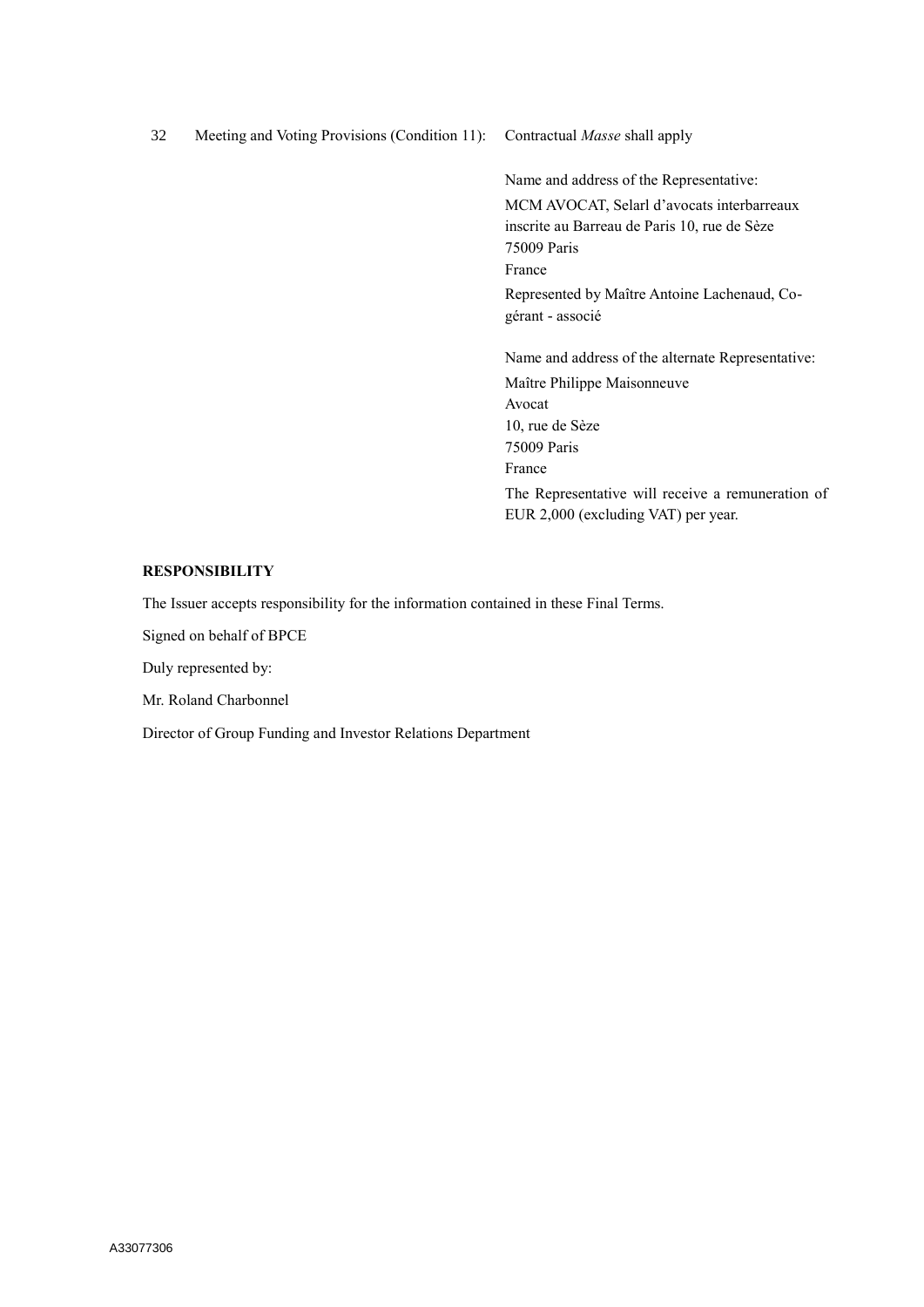| | | |
|---|---|---|
| 32 | Meeting and Voting Provisions (Condition 11): | Contractual *Masse* shall apply<br><br>Name and address of the Representative:<br>MCM AVOCAT, Selarl d'avocats interbarreaux inscrite au Barreau de Paris 10, rue de Sèze<br>75009 Paris<br>France<br>Represented by Maître Antoine Lachenaud, Co-gérant - associé<br><br>Name and address of the alternate Representative:<br>Maître Philippe Maisonneuve<br>Avocat<br>10, rue de Sèze<br>75009 Paris<br>France<br>The Representative will receive a remuneration of EUR 2,000 (excluding VAT) per year. |

**RESPONSIBILITY**

The Issuer accepts responsibility for the information contained in these Final Terms.

Signed on behalf of BPCE

Duly represented by:

Mr. Roland Charbonnel

Director of Group Funding and Investor Relations Department

A33077306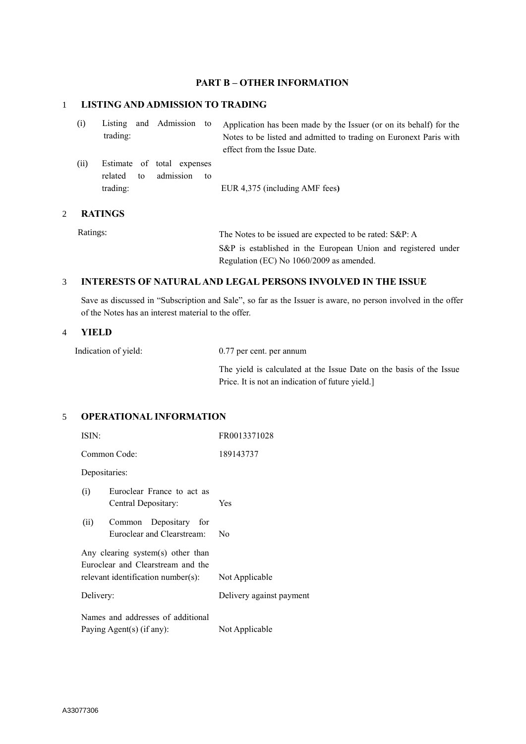# PART B – OTHER INFORMATION

## 1 LISTING AND ADMISSION TO TRADING

| | |
|---|---|
| (i) Listing and Admission to trading: | Application has been made by the Issuer (or on its behalf) for the Notes to be listed and admitted to trading on Euronext Paris with effect from the Issue Date. |
| (ii) Estimate of total expenses related to admission to trading: | EUR 4,375 (including AMF fees**)** |

## 2 RATINGS

| | |
|---|---|
| Ratings: | The Notes to be issued are expected to be rated: S&P: A<br>S&P is established in the European Union and registered under Regulation (EC) No 1060/2009 as amended. |

## 3 INTERESTS OF NATURAL AND LEGAL PERSONS INVOLVED IN THE ISSUE

Save as discussed in "Subscription and Sale", so far as the Issuer is aware, no person involved in the offer of the Notes has an interest material to the offer.

## 4 YIELD

| | |
|---|---|
| Indication of yield: | 0.77 per cent. per annum<br>The yield is calculated at the Issue Date on the basis of the Issue Price. It is not an indication of future yield.] |

## 5 OPERATIONAL INFORMATION

| | |
|---|---|
| ISIN: | FR0013371028 |
| Common Code: | 189143737 |
| Depositaries: | |
| (i) Euroclear France to act as Central Depositary: | Yes |
| (ii) Common Depositary for Euroclear and Clearstream: | No |
| Any clearing system(s) other than Euroclear and Clearstream and the relevant identification number(s): | Not Applicable |
| Delivery: | Delivery against payment |
| Names and addresses of additional Paying Agent(s) (if any): | Not Applicable |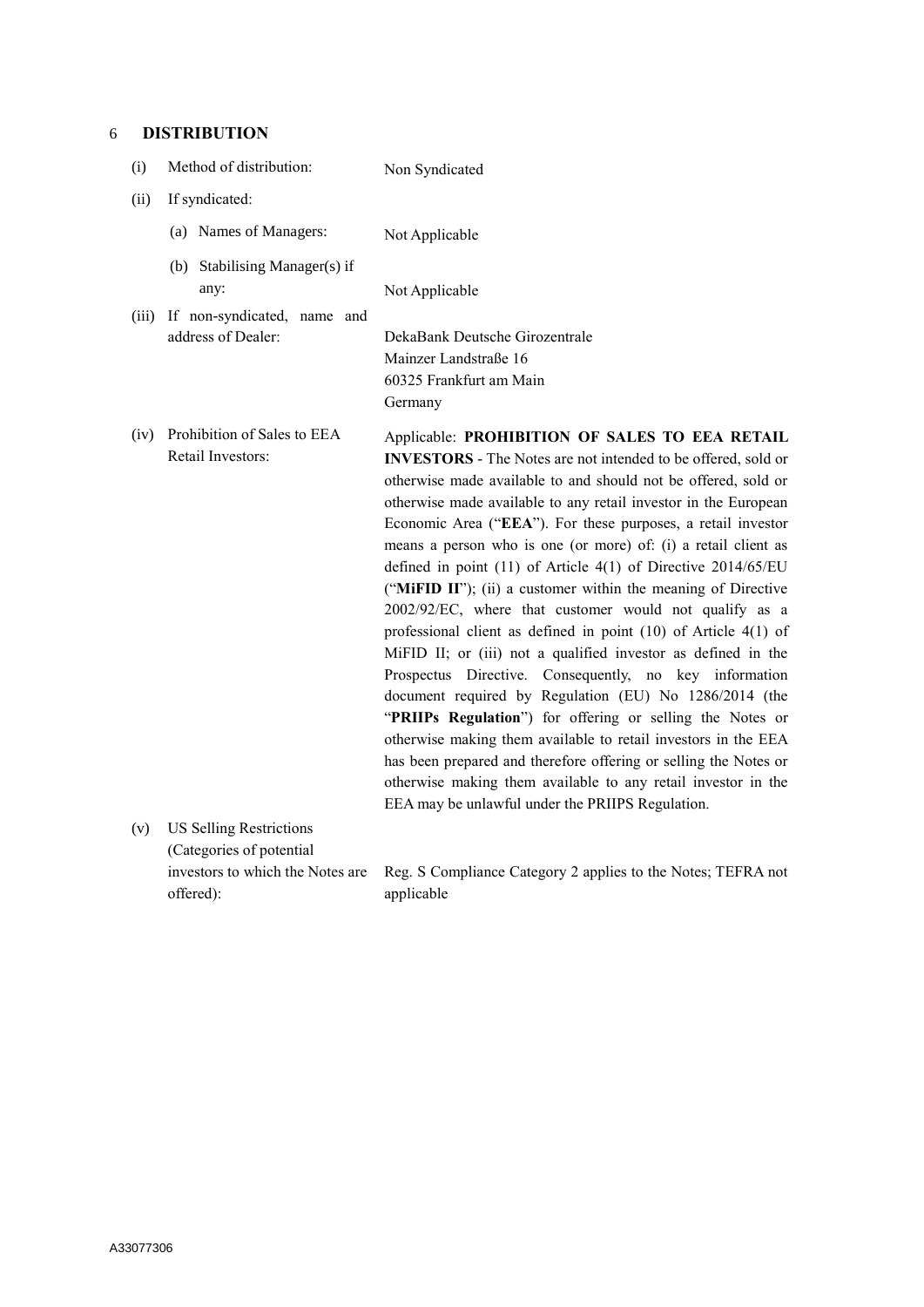## 6 DISTRIBUTION

| | | |
|---|---|---|
| (i) | Method of distribution: | Non Syndicated |
| (ii) | If syndicated: | |
| | (a) Names of Managers: | Not Applicable |
| | (b) Stabilising Manager(s) if any: | Not Applicable |
| (iii) | If non-syndicated, name and address of Dealer: | DekaBank Deutsche Girozentrale<br>Mainzer Landstraße 16<br>60325 Frankfurt am Main<br>Germany |
| (iv) | Prohibition of Sales to EEA Retail Investors: | Applicable: **PROHIBITION OF SALES TO EEA RETAIL INVESTORS** - The Notes are not intended to be offered, sold or otherwise made available to and should not be offered, sold or otherwise made available to any retail investor in the European Economic Area ("**EEA**"). For these purposes, a retail investor means a person who is one (or more) of: (i) a retail client as defined in point (11) of Article 4(1) of Directive 2014/65/EU ("**MiFID II**"); (ii) a customer within the meaning of Directive 2002/92/EC, where that customer would not qualify as a professional client as defined in point (10) of Article 4(1) of MiFID II; or (iii) not a qualified investor as defined in the Prospectus Directive. Consequently, no key information document required by Regulation (EU) No 1286/2014 (the "**PRIIPs Regulation**") for offering or selling the Notes or otherwise making them available to retail investors in the EEA has been prepared and therefore offering or selling the Notes or otherwise making them available to any retail investor in the EEA may be unlawful under the PRIIPS Regulation. |
| (v) | US Selling Restrictions (Categories of potential investors to which the Notes are offered): | Reg. S Compliance Category 2 applies to the Notes; TEFRA not applicable |